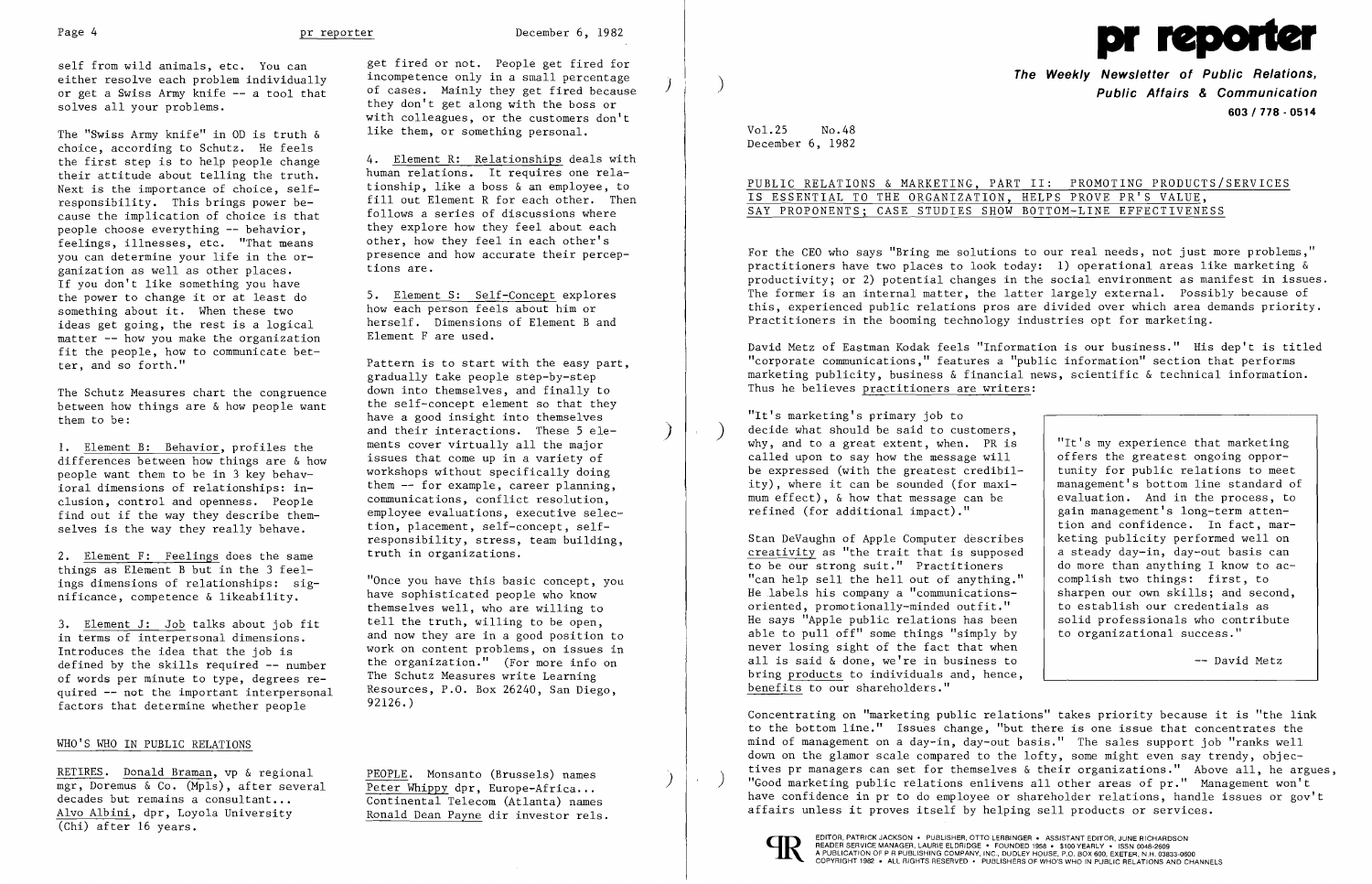self from wild animals, etc. You can either resolve each problem individually or get a Swiss Army knife -- a tool that solves all your problems.

The "Swiss Army knife" in OD is truth & choice, according to Schutz. He feels the first step is to help people change their attitude about telling the truth. Next is the importance of choice, self-responsibility. This brings power because the implication of choice is that people choose everything -- behavior, feelings, illnesses, etc. "That means you can determine your life in the organization as well as other places. If you don't like something you have the power to change it or at least do something about it. When these two ideas get going, the rest is a logical matter -- how you make the organization fit the people, how to communicate better, and so forth."

The Schutz Measures chart the congruence between how things are & how people want them to be:

1. Element B: Behavior, profiles the differences between how things are & how people want them to be in 3 key behavioral dimensions of relationships: inclusion, control and openness. People find out if the way they describe themselves is the way they really behave.

2. Element F: Feelings does the same things as Element B but in the 3 feelings dimensions of relationships: significance, competence & likeability.

3. Element J: Job talks about job fit in terms of interpersonal dimensions. Introduces the idea that the job is defined by the skills required -- number of words per minute to type, degrees required -- not the important interpersonal factors that determine whether people get fired or not. People get fired for incompetence only in a small percentage of cases. Mainly they get fired because they don't get along with the boss or with colleagues, or the customers don't like them, or something personal.

4. Element R: Relationships deals with human relations. It requires one relationship, like a boss & an employee, to fill out Element R for each other. Then follows a series of discussions where they explore how they feel about each other, how they feel in each other's presence and how accurate their perceptions are.

5. Element S: Self-Concept explores how each person feels about him or herself. Dimensions of Element B and Element F are used.

Pattern is to start with the easy part, gradually take people step-by-step down into themselves, and finally to the self-concept element so that they have a good insight into themselves and their interactions. These 5 elements cover virtually all the major issues that come up in a variety of workshops without specifically doing them -- for example, career planning, communications, conflict resolution, employee evaluations, executive selection, placement, self-concept, self-responsibility, stress, team building, truth in organizations.

"Once you have this basic concept, you have sophisticated people who know themselves well, who are willing to tell the truth, willing to be open, and now they are in a good position to work on content problems, on issues in the organization." (For more info on The Schutz Measures write Learning Resources, P.O. Box 26240, San Diego, 92126.)

## WHO'S WHO IN PUBLIC RELATIONS

RETIRES. Donald Braman, vp & regional mgr, Doremus & Co. (Mpls), after several decades but remains a consultant... Alvo Albini, dpr, Loyola University (Chi) after 16 years.

PEOPLE. Monsanto (Brussels) names Peter Whippy dpr, Europe-Africa... Continental Telecom (Atlanta) names Ronald Dean Payne dir investor rels.

# pr reporter

**The Weekly Newsletter of Public Relations, Public Affairs & Communication**

**603 / 778 - 0514**

Vol.25 No.48
December 6, 1982

## PUBLIC RELATIONS & MARKETING, PART II: PROMOTING PRODUCTS/SERVICES IS ESSENTIAL TO THE ORGANIZATION, HELPS PROVE PR'S VALUE, SAY PROPONENTS; CASE STUDIES SHOW BOTTOM-LINE EFFECTIVENESS

For the CEO who says "Bring me solutions to our real needs, not just more problems," practitioners have two places to look today: 1) operational areas like marketing & productivity; or 2) potential changes in the social environment as manifest in issues. The former is an internal matter, the latter largely external. Possibly because of this, experienced public relations pros are divided over which area demands priority. Practitioners in the booming technology industries opt for marketing.

David Metz of Eastman Kodak feels "Information is our business." His dep't is titled "corporate communications," features a "public information" section that performs marketing publicity, business & financial news, scientific & technical information. Thus he believes practitioners are writers:

"It's marketing's primary job to decide what should be said to customers, why, and to a great extent, when. PR is called upon to say how the message will be expressed (with the greatest credibility), where it can be sounded (for maximum effect), & how that message can be refined (for additional impact)."

> "It's my experience that marketing offers the greatest ongoing opportunity for public relations to meet management's bottom line standard of evaluation. And in the process, to gain management's long-term attention and confidence. In fact, marketing publicity performed well on a steady day-in, day-out basis can do more than anything I know to accomplish two things: first, to sharpen our own skills; and second, to establish our credentials as solid professionals who contribute to organizational success."
>
> -- David Metz

Stan DeVaughn of Apple Computer describes creativity as "the trait that is supposed to be our strong suit." Practitioners "can help sell the hell out of anything." He labels his company a "communications-oriented, promotionally-minded outfit." He says "Apple public relations has been able to pull off" some things "simply by never losing sight of the fact that when all is said & done, we're in business to bring products to individuals and, hence, benefits to our shareholders."

Concentrating on "marketing public relations" takes priority because it is "the link to the bottom line." Issues change, "but there is one issue that concentrates the mind of management on a day-in, day-out basis." The sales support job "ranks well down on the glamor scale compared to the lofty, some might even say trendy, objectives pr managers can set for themselves & their organizations." Above all, he argues, "Good marketing public relations enlivens all other areas of pr." Management won't have confidence in pr to do employee or shareholder relations, handle issues or gov't affairs unless it proves itself by helping sell products or services.

EDITOR, PATRICK JACKSON • PUBLISHER, OTTO LERBINGER • ASSISTANT EDITOR, JUNE RICHARDSON
READER SERVICE MANAGER, LAURIE ELDRIDGE • FOUNDED 1958 • $100 YEARLY • ISSN 0048-2609
A PUBLICATION OF P R PUBLISHING COMPANY, INC., DUDLEY HOUSE, P.O. BOX 600, EXETER, N.H. 03833-0600
COPYRIGHT 1982 • ALL RIGHTS RESERVED • PUBLISHERS OF WHO'S WHO IN PUBLIC RELATIONS AND CHANNELS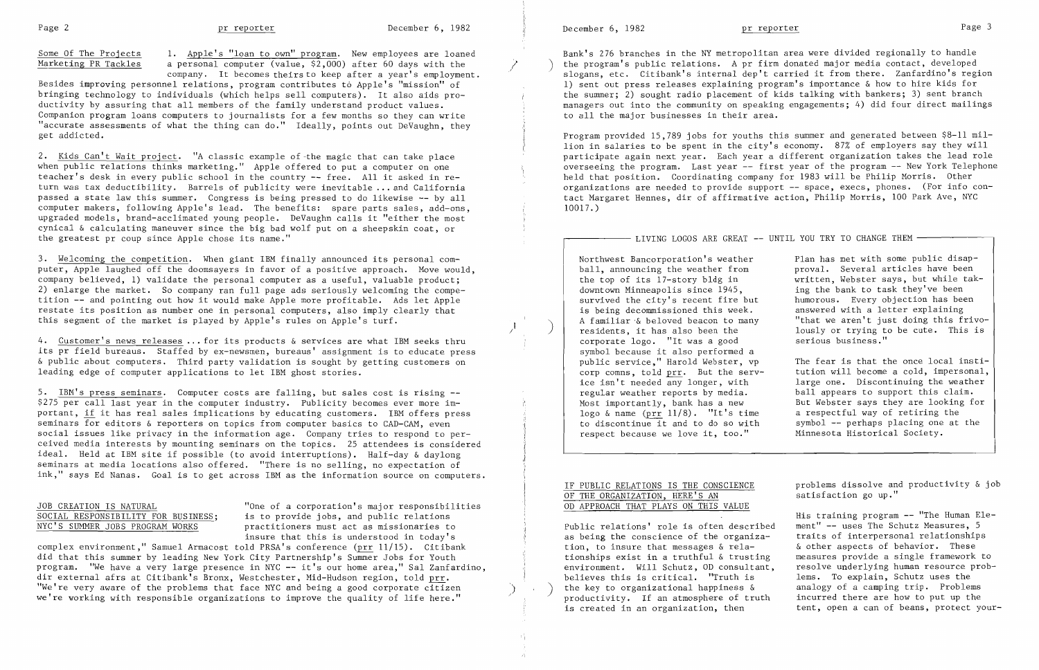## Some Of The Projects Marketing PR Tackles

1. Apple's "loan to own" program. New employees are loaned a personal computer (value, $2,000) after 60 days with the company. It becomes theirs to keep after a year's employment. Besides improving personnel relations, program contributes to Apple's "mission" of bringing technology to individuals (which helps sell computers). It also aids productivity by assuring that all members of the family understand product values. Companion program loans computers to journalists for a few months so they can write "accurate assessments of what the thing can do." Ideally, points out DeVaughn, they get addicted.

2. Kids Can't Wait project. "A classic example of the magic that can take place when public relations thinks marketing." Apple offered to put a computer on one teacher's desk in every public school in the country -- free. All it asked in return was tax deductibility. Barrels of publicity were inevitable ... and California passed a state law this summer. Congress is being pressed to do likewise -- by all computer makers, following Apple's lead. The benefits: spare parts sales, add-ons, upgraded models, brand-acclimated young people. DeVaughn calls it "either the most cynical & calculating maneuver since the big bad wolf put on a sheepskin coat, or the greatest pr coup since Apple chose its name."

3. Welcoming the competition. When giant IBM finally announced its personal computer, Apple laughed off the doomsayers in favor of a positive approach. Move would, company believed, 1) validate the personal computer as a useful, valuable product; 2) enlarge the market. So company ran full page ads seriously welcoming the competition -- and pointing out how it would make Apple more profitable. Ads let Apple restate its position as number one in personal computers, also imply clearly that this segment of the market is played by Apple's rules on Apple's turf.

4. Customer's news releases ... for its products & services are what IBM seeks thru its pr field bureaus. Staffed by ex-newsmen, bureaus' assignment is to educate press & public about computers. Third party validation is sought by getting customers on leading edge of computer applications to let IBM ghost stories.

5. IBM's press seminars. Computer costs are falling, but sales cost is rising -- $275 per call last year in the computer industry. Publicity becomes ever more important, if it has real sales implications by educating customers. IBM offers press seminars for editors & reporters on topics from computer basics to CAD-CAM, even social issues like privacy in the information age. Company tries to respond to perceived media interests by mounting seminars on the topics. 25 attendees is considered ideal. Held at IBM site if possible (to avoid interruptions). Half-day & daylong seminars at media locations also offered. "There is no selling, no expectation of ink," says Ed Nanas. Goal is to get across IBM as the information source on computers.

## JOB CREATION IS NATURAL SOCIAL RESPONSIBILITY FOR BUSINESS; NYC'S SUMMER JOBS PROGRAM WORKS

"One of a corporation's major responsibilities is to provide jobs, and public relations practitioners must act as missionaries to insure that this is understood in today's complex environment," Samuel Armacost told PRSA's conference (prr 11/15). Citibank did that this summer by leading New York City Partnership's Summer Jobs for Youth program. "We have a very large presence in NYC -- it's our home area," Sal Zanfardino, dir external afrs at Citibank's Bronx, Westchester, Mid-Hudson region, told prr. "We're very aware of the problems that face NYC and being a good corporate citizen we're working with responsible organizations to improve the quality of life here."

Bank's 276 branches in the NY metropolitan area were divided regionally to handle the program's public relations. A pr firm donated major media contact, developed slogans, etc. Citibank's internal dep't carried it from there. Zanfardino's region 1) sent out press releases explaining program's importance & how to hire kids for the summer; 2) sought radio placement of kids talking with bankers; 3) sent branch managers out into the community on speaking engagements; 4) did four direct mailings to all the major businesses in their area.

Program provided 15,789 jobs for youths this summer and generated between $8-11 million in salaries to be spent in the city's economy. 87% of employers say they will participate again next year. Each year a different organization takes the lead role overseeing the program. Last year -- first year of the program -- New York Telephone held that position. Coordinating company for 1983 will be Philip Morris. Other organizations are needed to provide support -- space, execs, phones. (For info contact Margaret Hennes, dir of affirmative action, Philip Morris, 100 Park Ave, NYC 10017.)

## LIVING LOGOS ARE GREAT -- UNTIL YOU TRY TO CHANGE THEM

Northwest Bancorporation's weather ball, announcing the weather from the top of its 17-story bldg in downtown Minneapolis since 1945, survived the city's recent fire but is being decommissioned this week. A familiar & beloved beacon to many residents, it has also been the corporate logo. "It was a good symbol because it also performed a public service," Harold Webster, vp corp comns, told prr. But the service isn't needed any longer, with regular weather reports by media. Most importantly, bank has a new logo & name (prr 11/8). "It's time to discontinue it and to do so with respect because we love it, too."

Plan has met with some public disapproval. Several articles have been written, Webster says, but while taking the bank to task they've been humorous. Every objection has been answered with a letter explaining "that we aren't just doing this frivolously or trying to be cute. This is serious business."

The fear is that the once local institution will become a cold, impersonal, large one. Discontinuing the weather ball appears to support this claim. But Webster says they are looking for a respectful way of retiring the symbol -- perhaps placing one at the Minnesota Historical Society.

## IF PUBLIC RELATIONS IS THE CONSCIENCE OF THE ORGANIZATION, HERE'S AN OD APPROACH THAT PLAYS ON THIS VALUE

Public relations' role is often described as being the conscience of the organization, to insure that messages & relationships exist in a truthful & trusting environment. Will Schutz, OD consultant, believes this is critical. "Truth is the key to organizational happiness & productivity. If an atmosphere of truth is created in an organization, then problems dissolve and productivity & job satisfaction go up."

His training program -- "The Human Element" -- uses The Schutz Measures, 5 traits of interpersonal relationships & other aspects of behavior. These measures provide a single framework to resolve underlying human resource problems. To explain, Schutz uses the analogy of a camping trip. Problems incurred there are how to put up the tent, open a can of beans, protect your-